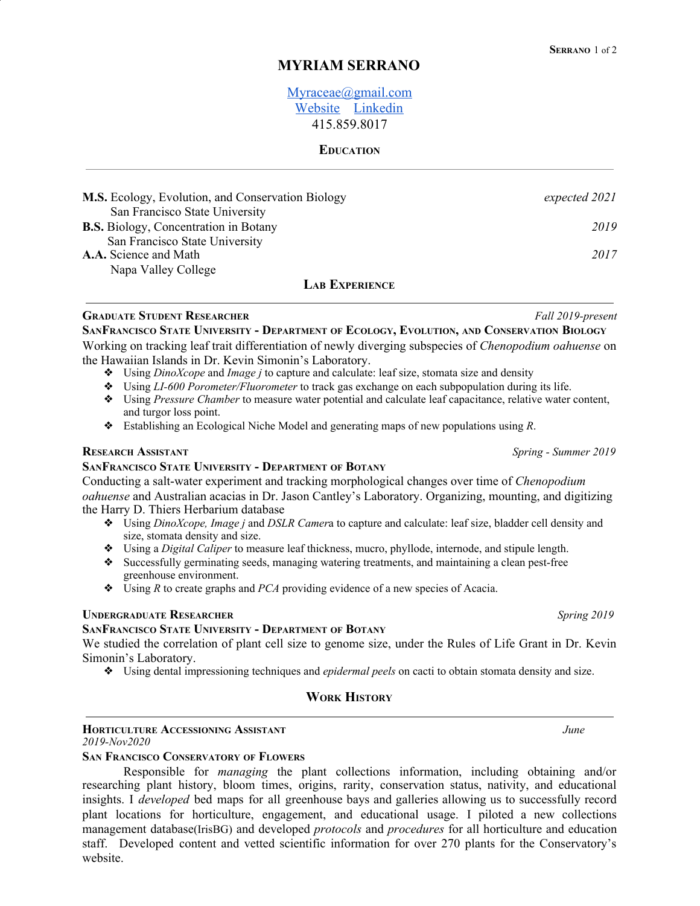# MYRIAM SERRANO

Myraceae@gmail.com
Website Linkedin
415.859.8017

## Education

**M.S.** Ecology, Evolution, and Conservation Biology — *expected 2021*
San Francisco State University

**B.S.** Biology, Concentration in Botany — *2019*
San Francisco State University

**A.A.** Science and Math — *2017*
Napa Valley College

## Lab Experience

**Graduate Student Researcher** — *Fall 2019-present*
**SanFrancisco State University - Department of Ecology, Evolution, and Conservation Biology**

Working on tracking leaf trait differentiation of newly diverging subspecies of *Chenopodium oahuense* on the Hawaiian Islands in Dr. Kevin Simonin's Laboratory.

- Using *DinoXcope* and *Image j* to capture and calculate: leaf size, stomata size and density
- Using *LI-600 Porometer/Fluorometer* to track gas exchange on each subpopulation during its life.
- Using *Pressure Chamber* to measure water potential and calculate leaf capacitance, relative water content, and turgor loss point.
- Establishing an Ecological Niche Model and generating maps of new populations using *R*.

**Research Assistant** — *Spring - Summer 2019*
**SanFrancisco State University - Department of Botany**

Conducting a salt-water experiment and tracking morphological changes over time of *Chenopodium oahuense* and Australian acacias in Dr. Jason Cantley's Laboratory. Organizing, mounting, and digitizing the Harry D. Thiers Herbarium database

- Using *DinoXcope, Image j* and *DSLR Camer*a to capture and calculate: leaf size, bladder cell density and size, stomata density and size.
- Using a *Digital Caliper* to measure leaf thickness, mucro, phyllode, internode, and stipule length.
- Successfully germinating seeds, managing watering treatments, and maintaining a clean pest-free greenhouse environment.
- Using *R* to create graphs and *PCA* providing evidence of a new species of Acacia.

**Undergraduate Researcher** — *Spring 2019*
**SanFrancisco State University - Department of Botany**

We studied the correlation of plant cell size to genome size, under the Rules of Life Grant in Dr. Kevin Simonin's Laboratory.

- Using dental impressioning techniques and *epidermal peels* on cacti to obtain stomata density and size.

## Work History

**Horticulture Accessioning Assistant** — *June 2019-Nov2020*
**San Francisco Conservatory of Flowers**

Responsible for *managing* the plant collections information, including obtaining and/or researching plant history, bloom times, origins, rarity, conservation status, nativity, and educational insights. I *developed* bed maps for all greenhouse bays and galleries allowing us to successfully record plant locations for horticulture, engagement, and educational usage. I piloted a new collections management database(IrisBG) and developed *protocols* and *procedures* for all horticulture and education staff. Developed content and vetted scientific information for over 270 plants for the Conservatory's website.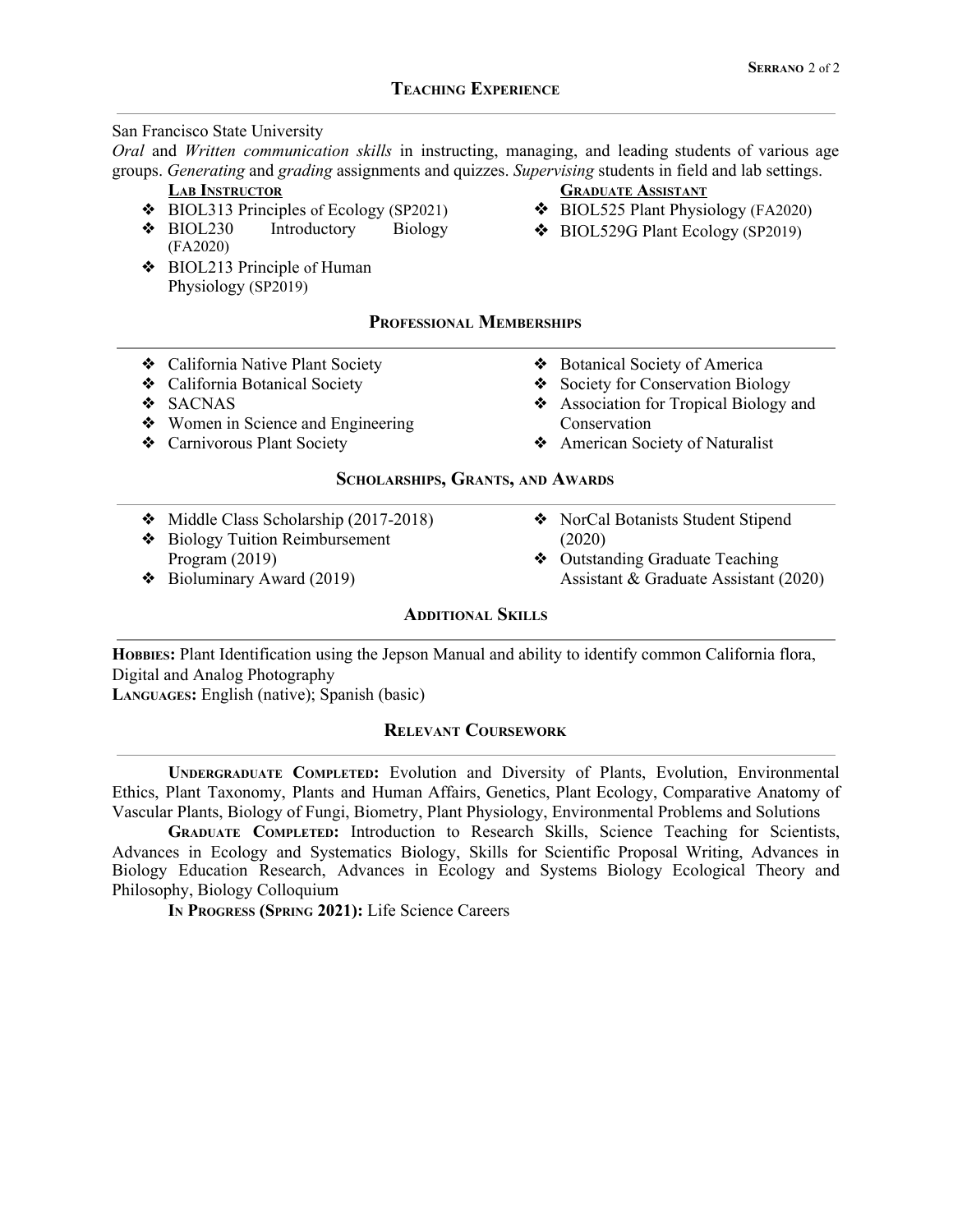## Teaching Experience

San Francisco State University

*Oral* and *Written communication skills* in instructing, managing, and leading students of various age groups. *Generating* and *grading* assignments and quizzes. *Supervising* students in field and lab settings.

**Lab Instructor**

- BIOL313 Principles of Ecology (SP2021)
- BIOL230 Introductory Biology (FA2020)
- BIOL213 Principle of Human Physiology (SP2019)

**Graduate Assistant**

- BIOL525 Plant Physiology (FA2020)
- BIOL529G Plant Ecology (SP2019)

## Professional Memberships

- California Native Plant Society
- California Botanical Society
- SACNAS
- Women in Science and Engineering
- Carnivorous Plant Society
- Botanical Society of America
- Society for Conservation Biology
- Association for Tropical Biology and Conservation
- American Society of Naturalist

## Scholarships, Grants, and Awards

- Middle Class Scholarship (2017-2018)
- Biology Tuition Reimbursement Program (2019)
- Bioluminary Award (2019)
- NorCal Botanists Student Stipend (2020)
- Outstanding Graduate Teaching Assistant & Graduate Assistant (2020)

## Additional Skills

**Hobbies:** Plant Identification using the Jepson Manual and ability to identify common California flora, Digital and Analog Photography

**Languages:** English (native); Spanish (basic)

## Relevant Coursework

**Undergraduate Completed:** Evolution and Diversity of Plants, Evolution, Environmental Ethics, Plant Taxonomy, Plants and Human Affairs, Genetics, Plant Ecology, Comparative Anatomy of Vascular Plants, Biology of Fungi, Biometry, Plant Physiology, Environmental Problems and Solutions

**Graduate Completed:** Introduction to Research Skills, Science Teaching for Scientists, Advances in Ecology and Systematics Biology, Skills for Scientific Proposal Writing, Advances in Biology Education Research, Advances in Ecology and Systems Biology Ecological Theory and Philosophy, Biology Colloquium

**In Progress (Spring 2021):** Life Science Careers